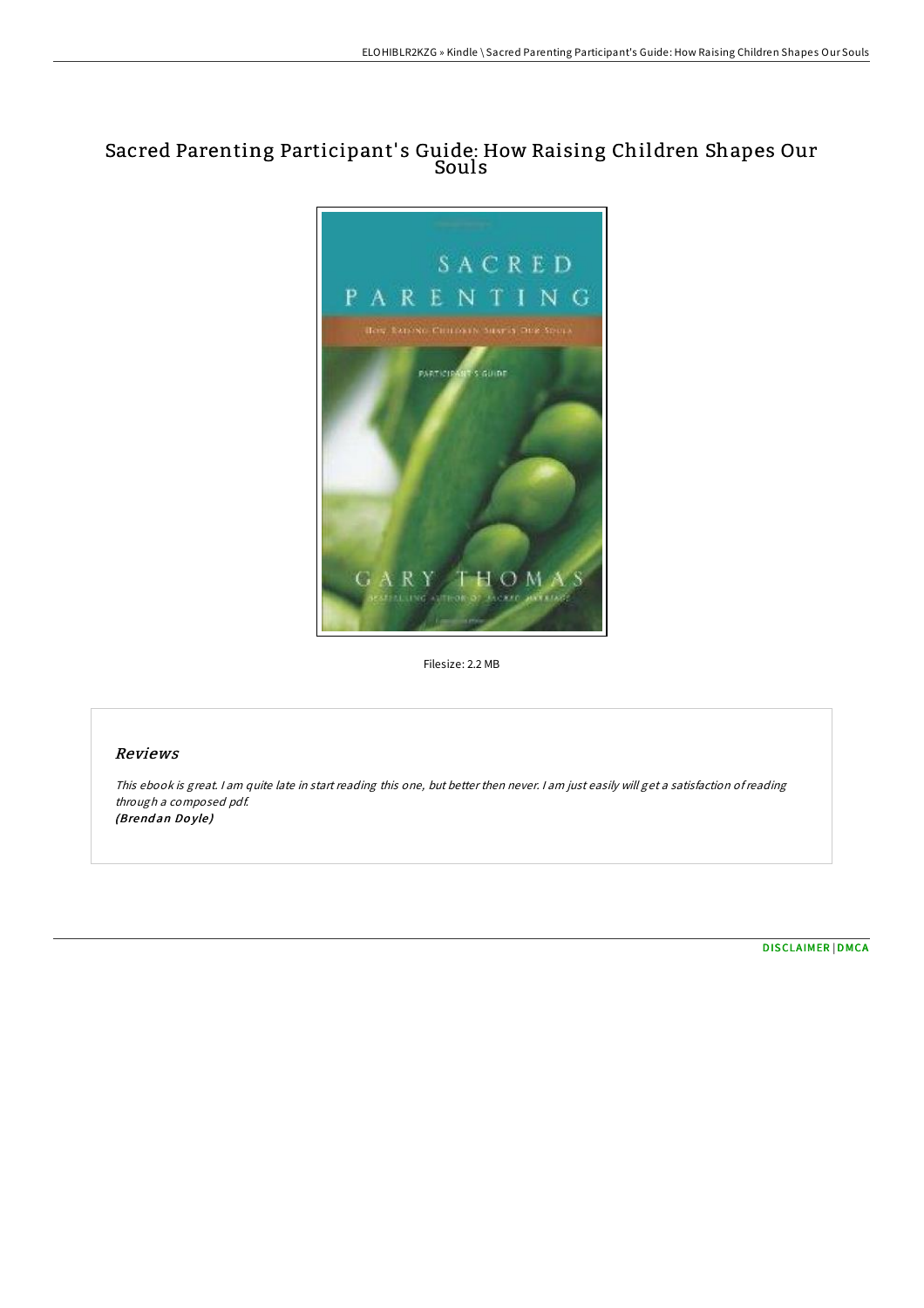# Sacred Parenting Participant's Guide: How Raising Children Shapes Our Souls

Filesize: 2.2 MB

## Reviews

*This ebook is great. I am quite late in start reading this one, but better then never. I am just easily will get a satisfaction of reading through a composed pdf.*
***(Brendan Doyle)***

DISCLAIMER | DMCA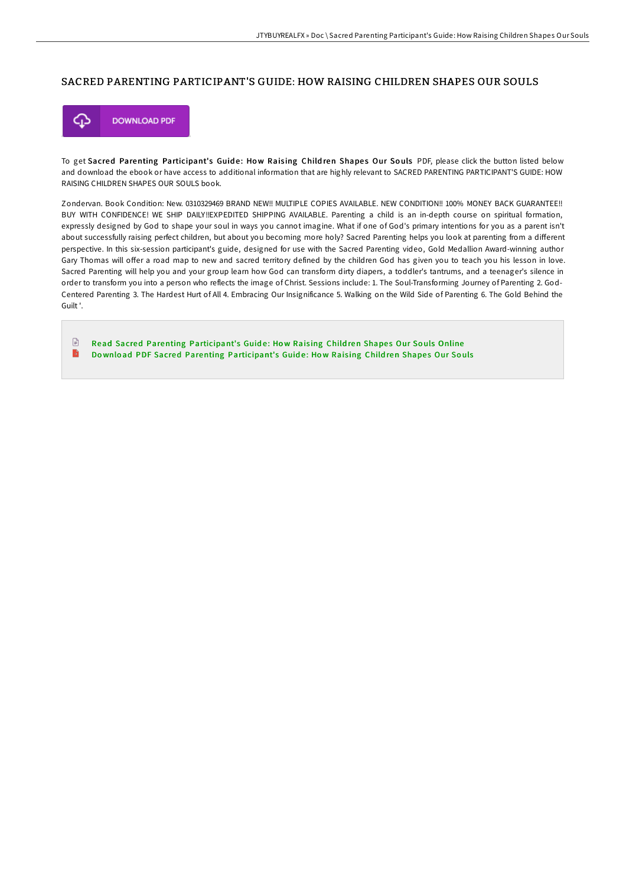# SACRED PARENTING PARTICIPANT'S GUIDE: HOW RAISING CHILDREN SHAPES OUR SOULS

DOWNLOAD PDF

To get **Sacred Parenting Participant's Guide: How Raising Children Shapes Our Souls** PDF, please click the button listed below and download the ebook or have access to additional information that are highly relevant to SACRED PARENTING PARTICIPANT'S GUIDE: HOW RAISING CHILDREN SHAPES OUR SOULS book.

Zondervan. Book Condition: New. 0310329469 BRAND NEW!! MULTIPLE COPIES AVAILABLE. NEW CONDITION!! 100% MONEY BACK GUARANTEE!! BUY WITH CONFIDENCE! WE SHIP DAILY!!EXPEDITED SHIPPING AVAILABLE. Parenting a child is an in-depth course on spiritual formation, expressly designed by God to shape your soul in ways you cannot imagine. What if one of God's primary intentions for you as a parent isn't about successfully raising perfect children, but about you becoming more holy? Sacred Parenting helps you look at parenting from a different perspective. In this six-session participant's guide, designed for use with the Sacred Parenting video, Gold Medallion Award-winning author Gary Thomas will offer a road map to new and sacred territory defined by the children God has given you to teach you his lesson in love. Sacred Parenting will help you and your group learn how God can transform dirty diapers, a toddler's tantrums, and a teenager's silence in order to transform you into a person who reflects the image of Christ. Sessions include: 1. The Soul-Transforming Journey of Parenting 2. God-Centered Parenting 3. The Hardest Hurt of All 4. Embracing Our Insignificance 5. Walking on the Wild Side of Parenting 6. The Gold Behind the Guilt '.

- Read Sacred Parenting Participant's Guide: How Raising Children Shapes Our Souls Online
- Download PDF Sacred Parenting Participant's Guide: How Raising Children Shapes Our Souls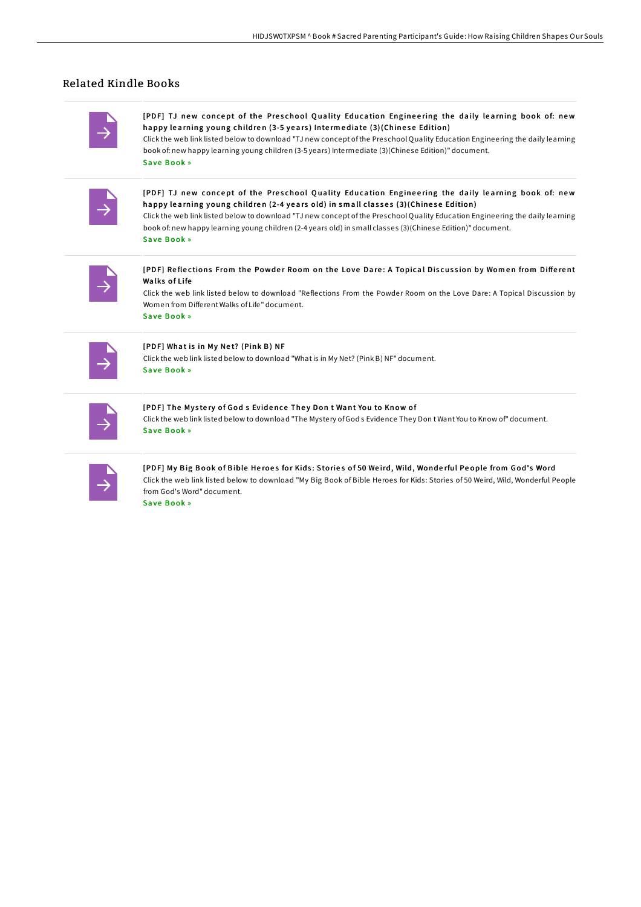## Related Kindle Books

[PDF] TJ new concept of the Preschool Quality Education Engineering the daily learning book of: new happy learning young children (3-5 years) Intermediate (3)(Chinese Edition)

Click the web link listed below to download "TJ new concept of the Preschool Quality Education Engineering the daily learning book of: new happy learning young children (3-5 years) Intermediate (3)(Chinese Edition)" document.

Save Book »

[PDF] TJ new concept of the Preschool Quality Education Engineering the daily learning book of: new happy learning young children (2-4 years old) in small classes (3)(Chinese Edition)

Click the web link listed below to download "TJ new concept of the Preschool Quality Education Engineering the daily learning book of: new happy learning young children (2-4 years old) in small classes (3)(Chinese Edition)" document.

Save Book »

[PDF] Reflections From the Powder Room on the Love Dare: A Topical Discussion by Women from Different Walks of Life

Click the web link listed below to download "Reflections From the Powder Room on the Love Dare: A Topical Discussion by Women from Different Walks of Life" document.

Save Book »

[PDF] What is in My Net? (Pink B) NF

Click the web link listed below to download "What is in My Net? (Pink B) NF" document.

Save Book »

[PDF] The Mystery of God s Evidence They Don t Want You to Know of

Click the web link listed below to download "The Mystery of God s Evidence They Don t Want You to Know of" document.

Save Book »

[PDF] My Big Book of Bible Heroes for Kids: Stories of 50 Weird, Wild, Wonderful People from God's Word

Click the web link listed below to download "My Big Book of Bible Heroes for Kids: Stories of 50 Weird, Wild, Wonderful People from God's Word" document.

Save Book »